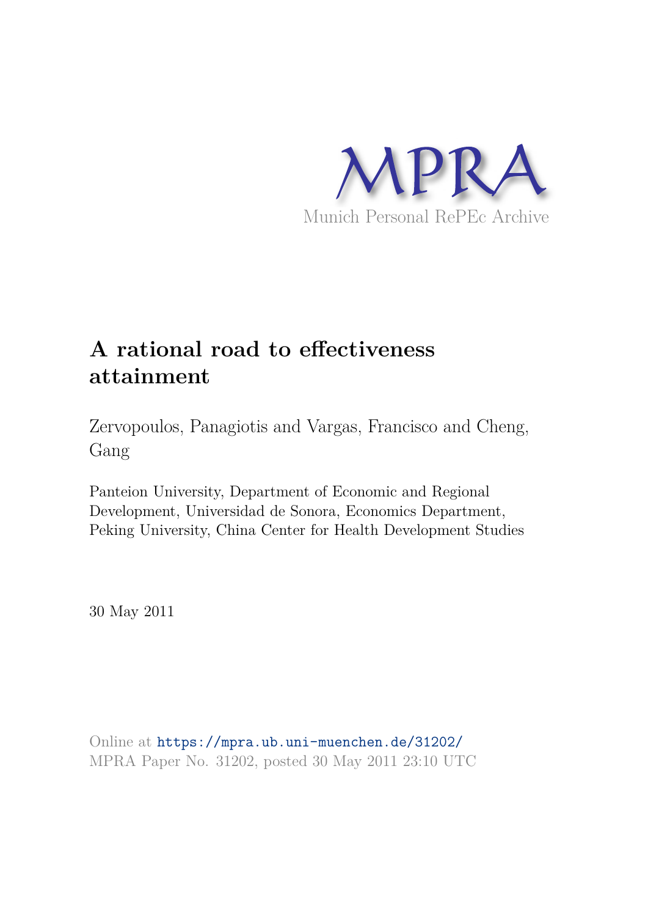MPRA

Munich Personal RePEc Archive

# A rational road to effectiveness attainment

Zervopoulos, Panagiotis and Vargas, Francisco and Cheng, Gang

Panteion University, Department of Economic and Regional Development, Universidad de Sonora, Economics Department, Peking University, China Center for Health Development Studies

30 May 2011

Online at https://mpra.ub.uni-muenchen.de/31202/
MPRA Paper No. 31202, posted 30 May 2011 23:10 UTC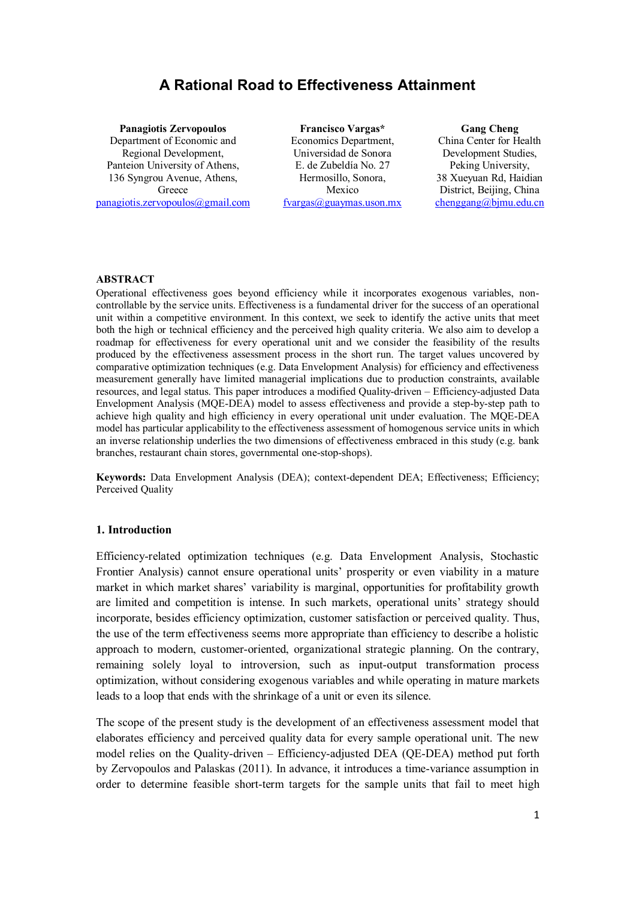# A Rational Road to Effectiveness Attainment

| **Panagiotis Zervopoulos** | **Francisco Vargas*** | **Gang Cheng** |
|---|---|---|
| Department of Economic and Regional Development, | Economics Department, | China Center for Health Development Studies, |
| Panteion University of Athens, | Universidad de Sonora | Peking University, |
| 136 Syngrou Avenue, Athens, Greece | E. de Zubeldía No. 27 | 38 Xueyuan Rd, Haidian District, Beijing, China |
| | Hermosillo, Sonora, Mexico | |
| panagiotis.zervopoulos@gmail.com | fvargas@guaymas.uson.mx | chenggang@bjmu.edu.cn |

**ABSTRACT**

Operational effectiveness goes beyond efficiency while it incorporates exogenous variables, non-controllable by the service units. Effectiveness is a fundamental driver for the success of an operational unit within a competitive environment. In this context, we seek to identify the active units that meet both the high or technical efficiency and the perceived high quality criteria. We also aim to develop a roadmap for effectiveness for every operational unit and we consider the feasibility of the results produced by the effectiveness assessment process in the short run. The target values uncovered by comparative optimization techniques (e.g. Data Envelopment Analysis) for efficiency and effectiveness measurement generally have limited managerial implications due to production constraints, available resources, and legal status. This paper introduces a modified Quality-driven – Efficiency-adjusted Data Envelopment Analysis (MQE-DEA) model to assess effectiveness and provide a step-by-step path to achieve high quality and high efficiency in every operational unit under evaluation. The MQE-DEA model has particular applicability to the effectiveness assessment of homogenous service units in which an inverse relationship underlies the two dimensions of effectiveness embraced in this study (e.g. bank branches, restaurant chain stores, governmental one-stop-shops).

**Keywords:** Data Envelopment Analysis (DEA); context-dependent DEA; Effectiveness; Efficiency; Perceived Quality

## 1. Introduction

Efficiency-related optimization techniques (e.g. Data Envelopment Analysis, Stochastic Frontier Analysis) cannot ensure operational units' prosperity or even viability in a mature market in which market shares' variability is marginal, opportunities for profitability growth are limited and competition is intense. In such markets, operational units' strategy should incorporate, besides efficiency optimization, customer satisfaction or perceived quality. Thus, the use of the term effectiveness seems more appropriate than efficiency to describe a holistic approach to modern, customer-oriented, organizational strategic planning. On the contrary, remaining solely loyal to introversion, such as input-output transformation process optimization, without considering exogenous variables and while operating in mature markets leads to a loop that ends with the shrinkage of a unit or even its silence.

The scope of the present study is the development of an effectiveness assessment model that elaborates efficiency and perceived quality data for every sample operational unit. The new model relies on the Quality-driven – Efficiency-adjusted DEA (QE-DEA) method put forth by Zervopoulos and Palaskas (2011). In advance, it introduces a time-variance assumption in order to determine feasible short-term targets for the sample units that fail to meet high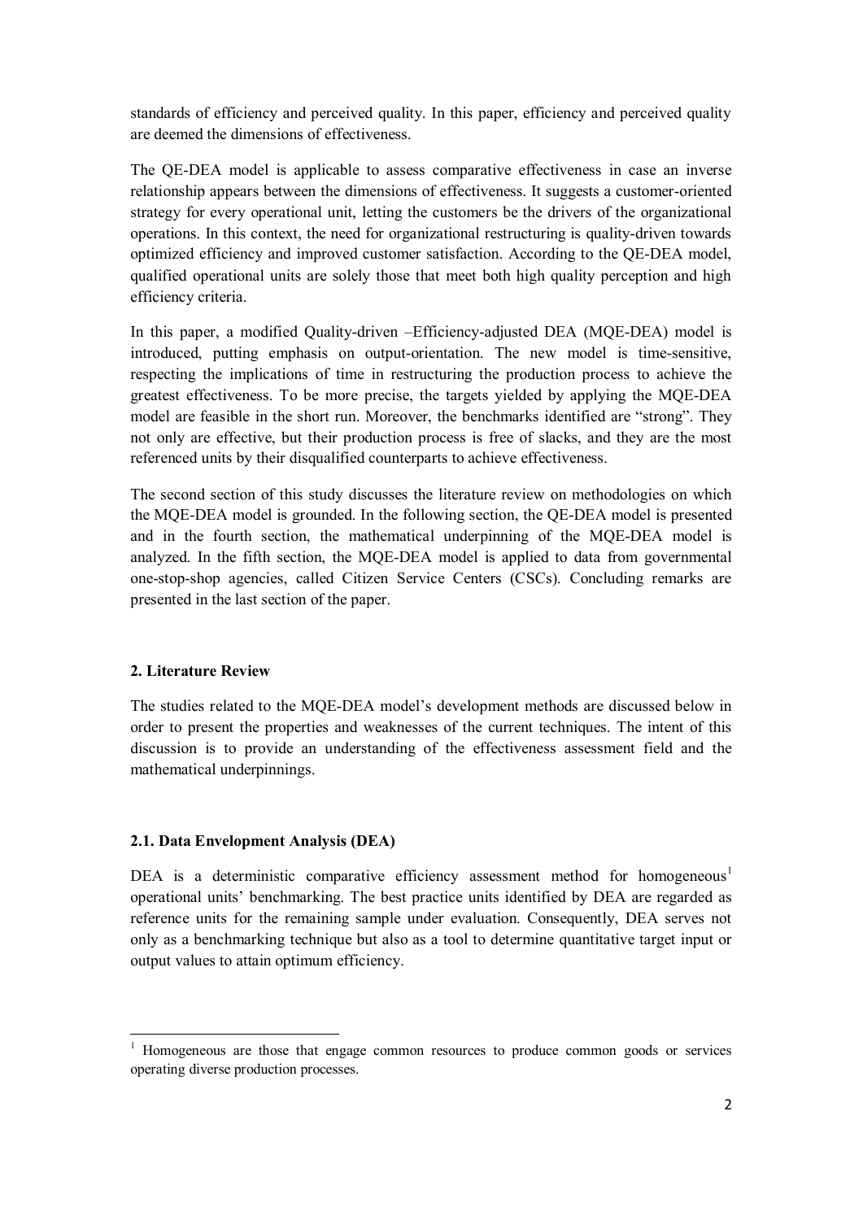standards of efficiency and perceived quality. In this paper, efficiency and perceived quality are deemed the dimensions of effectiveness.

The QE-DEA model is applicable to assess comparative effectiveness in case an inverse relationship appears between the dimensions of effectiveness. It suggests a customer-oriented strategy for every operational unit, letting the customers be the drivers of the organizational operations. In this context, the need for organizational restructuring is quality-driven towards optimized efficiency and improved customer satisfaction. According to the QE-DEA model, qualified operational units are solely those that meet both high quality perception and high efficiency criteria.

In this paper, a modified Quality-driven –Efficiency-adjusted DEA (MQE-DEA) model is introduced, putting emphasis on output-orientation. The new model is time-sensitive, respecting the implications of time in restructuring the production process to achieve the greatest effectiveness. To be more precise, the targets yielded by applying the MQE-DEA model are feasible in the short run. Moreover, the benchmarks identified are "strong". They not only are effective, but their production process is free of slacks, and they are the most referenced units by their disqualified counterparts to achieve effectiveness.

The second section of this study discusses the literature review on methodologies on which the MQE-DEA model is grounded. In the following section, the QE-DEA model is presented and in the fourth section, the mathematical underpinning of the MQE-DEA model is analyzed. In the fifth section, the MQE-DEA model is applied to data from governmental one-stop-shop agencies, called Citizen Service Centers (CSCs). Concluding remarks are presented in the last section of the paper.

## 2. Literature Review

The studies related to the MQE-DEA model's development methods are discussed below in order to present the properties and weaknesses of the current techniques. The intent of this discussion is to provide an understanding of the effectiveness assessment field and the mathematical underpinnings.

### 2.1. Data Envelopment Analysis (DEA)

DEA is a deterministic comparative efficiency assessment method for homogeneous[1] operational units' benchmarking. The best practice units identified by DEA are regarded as reference units for the remaining sample under evaluation. Consequently, DEA serves not only as a benchmarking technique but also as a tool to determine quantitative target input or output values to attain optimum efficiency.

---

[1] Homogeneous are those that engage common resources to produce common goods or services operating diverse production processes.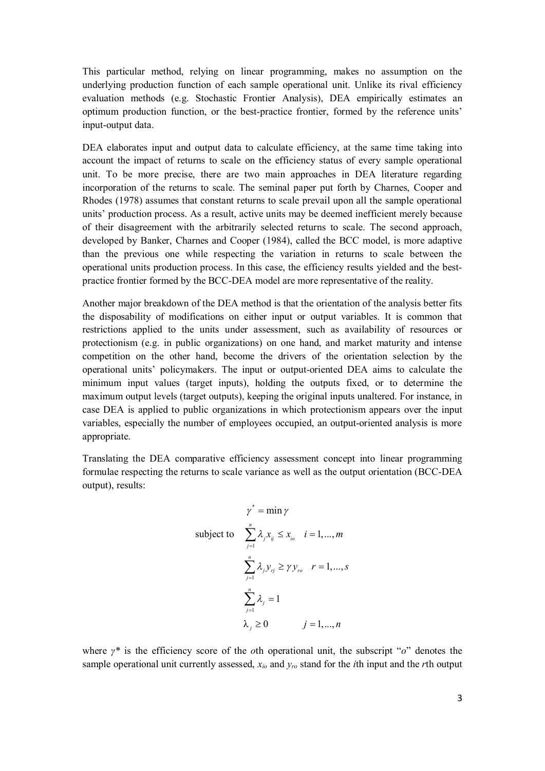This particular method, relying on linear programming, makes no assumption on the underlying production function of each sample operational unit. Unlike its rival efficiency evaluation methods (e.g. Stochastic Frontier Analysis), DEA empirically estimates an optimum production function, or the best-practice frontier, formed by the reference units' input-output data.

DEA elaborates input and output data to calculate efficiency, at the same time taking into account the impact of returns to scale on the efficiency status of every sample operational unit. To be more precise, there are two main approaches in DEA literature regarding incorporation of the returns to scale. The seminal paper put forth by Charnes, Cooper and Rhodes (1978) assumes that constant returns to scale prevail upon all the sample operational units' production process. As a result, active units may be deemed inefficient merely because of their disagreement with the arbitrarily selected returns to scale. The second approach, developed by Banker, Charnes and Cooper (1984), called the BCC model, is more adaptive than the previous one while respecting the variation in returns to scale between the operational units production process. In this case, the efficiency results yielded and the best-practice frontier formed by the BCC-DEA model are more representative of the reality.

Another major breakdown of the DEA method is that the orientation of the analysis better fits the disposability of modifications on either input or output variables. It is common that restrictions applied to the units under assessment, such as availability of resources or protectionism (e.g. in public organizations) on one hand, and market maturity and intense competition on the other hand, become the drivers of the orientation selection by the operational units' policymakers. The input or output-oriented DEA aims to calculate the minimum input values (target inputs), holding the outputs fixed, or to determine the maximum output levels (target outputs), keeping the original inputs unaltered. For instance, in case DEA is applied to public organizations in which protectionism appears over the input variables, especially the number of employees occupied, an output-oriented analysis is more appropriate.

Translating the DEA comparative efficiency assessment concept into linear programming formulae respecting the returns to scale variance as well as the output orientation (BCC-DEA output), results:

$$
\begin{aligned}
& \gamma^{*} = \min \gamma \\
\text{subject to} \quad & \sum_{j=1}^{n} \lambda_j x_{ij} \leq x_{io} \quad i = 1, \ldots, m \\
& \sum_{j=1}^{n} \lambda_j y_{rj} \geq \gamma y_{ro} \quad r = 1, \ldots, s \\
& \sum_{j=1}^{n} \lambda_j = 1 \\
& \lambda_j \geq 0 \qquad j = 1, \ldots, n
\end{aligned}
$$

where $\gamma^*$ is the efficiency score of the $o$th operational unit, the subscript "$o$" denotes the sample operational unit currently assessed, $x_{io}$ and $y_{ro}$ stand for the $i$th input and the $r$th output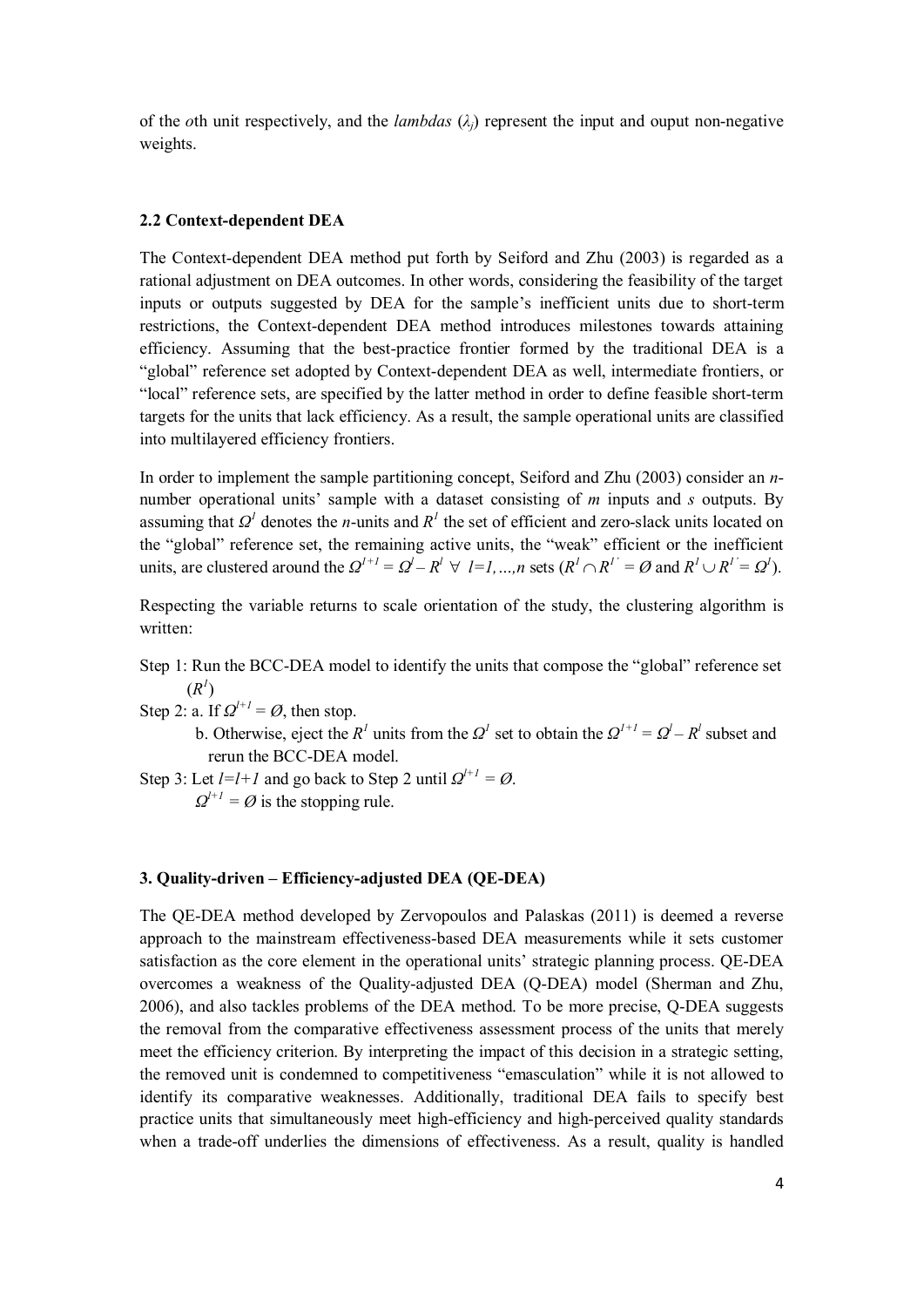of the *o*th unit respectively, and the *lambdas* ($\lambda_j$) represent the input and ouput non-negative weights.

### 2.2 Context-dependent DEA

The Context-dependent DEA method put forth by Seiford and Zhu (2003) is regarded as a rational adjustment on DEA outcomes. In other words, considering the feasibility of the target inputs or outputs suggested by DEA for the sample's inefficient units due to short-term restrictions, the Context-dependent DEA method introduces milestones towards attaining efficiency. Assuming that the best-practice frontier formed by the traditional DEA is a "global" reference set adopted by Context-dependent DEA as well, intermediate frontiers, or "local" reference sets, are specified by the latter method in order to define feasible short-term targets for the units that lack efficiency. As a result, the sample operational units are classified into multilayered efficiency frontiers.

In order to implement the sample partitioning concept, Seiford and Zhu (2003) consider an *n*-number operational units' sample with a dataset consisting of *m* inputs and *s* outputs. By assuming that $\Omega^1$ denotes the *n*-units and $R^1$ the set of efficient and zero-slack units located on the "global" reference set, the remaining active units, the "weak" efficient or the inefficient units, are clustered around the $\Omega^{l+1} = \Omega^l - R^l \;\forall\; l=1,\dots,n$ sets ($R^1 \cap R^{1'} = \emptyset$ and $R^1 \cup R^{1'} = \Omega^1$).

Respecting the variable returns to scale orientation of the study, the clustering algorithm is written:

Step 1: Run the BCC-DEA model to identify the units that compose the "global" reference set ($R^1$)

Step 2: a. If $\Omega^{l+1} = \emptyset$, then stop.

b. Otherwise, eject the $R^l$ units from the $\Omega^l$ set to obtain the $\Omega^{l+1} = \Omega^l - R^l$ subset and rerun the BCC-DEA model.

Step 3: Let $l=l+1$ and go back to Step 2 until $\Omega^{l+1} = \emptyset$.

$\Omega^{l+1} = \emptyset$ is the stopping rule.

## 3. Quality-driven – Efficiency-adjusted DEA (QE-DEA)

The QE-DEA method developed by Zervopoulos and Palaskas (2011) is deemed a reverse approach to the mainstream effectiveness-based DEA measurements while it sets customer satisfaction as the core element in the operational units' strategic planning process. QE-DEA overcomes a weakness of the Quality-adjusted DEA (Q-DEA) model (Sherman and Zhu, 2006), and also tackles problems of the DEA method. To be more precise, Q-DEA suggests the removal from the comparative effectiveness assessment process of the units that merely meet the efficiency criterion. By interpreting the impact of this decision in a strategic setting, the removed unit is condemned to competitiveness "emasculation" while it is not allowed to identify its comparative weaknesses. Additionally, traditional DEA fails to specify best practice units that simultaneously meet high-efficiency and high-perceived quality standards when a trade-off underlies the dimensions of effectiveness. As a result, quality is handled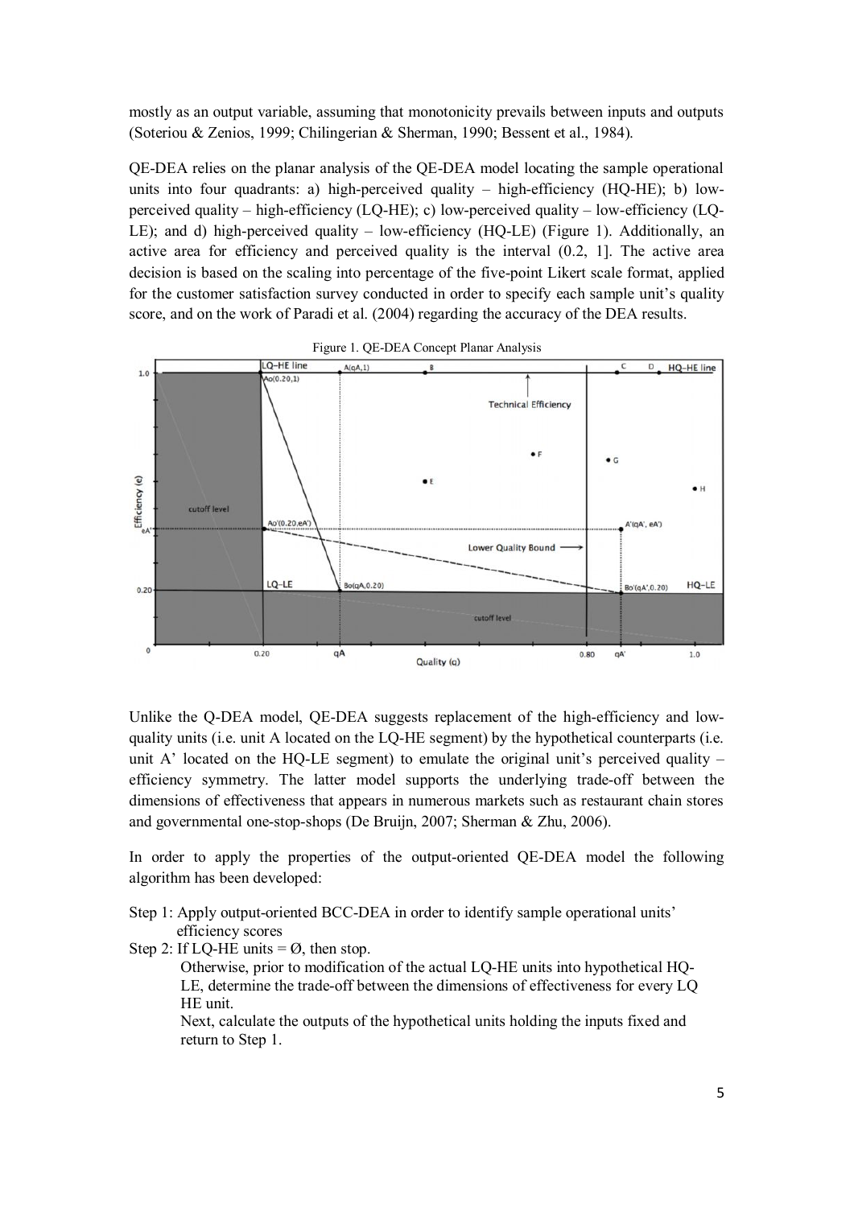mostly as an output variable, assuming that monotonicity prevails between inputs and outputs (Soteriou & Zenios, 1999; Chilingerian & Sherman, 1990; Bessent et al., 1984).

QE-DEA relies on the planar analysis of the QE-DEA model locating the sample operational units into four quadrants: a) high-perceived quality – high-efficiency (HQ-HE); b) low-perceived quality – high-efficiency (LQ-HE); c) low-perceived quality – low-efficiency (LQ-LE); and d) high-perceived quality – low-efficiency (HQ-LE) (Figure 1). Additionally, an active area for efficiency and perceived quality is the interval (0.2, 1]. The active area decision is based on the scaling into percentage of the five-point Likert scale format, applied for the customer satisfaction survey conducted in order to specify each sample unit's quality score, and on the work of Paradi et al. (2004) regarding the accuracy of the DEA results.

Figure 1. QE-DEA Concept Planar Analysis

Unlike the Q-DEA model, QE-DEA suggests replacement of the high-efficiency and low-quality units (i.e. unit A located on the LQ-HE segment) by the hypothetical counterparts (i.e. unit A' located on the HQ-LE segment) to emulate the original unit's perceived quality – efficiency symmetry. The latter model supports the underlying trade-off between the dimensions of effectiveness that appears in numerous markets such as restaurant chain stores and governmental one-stop-shops (De Bruijn, 2007; Sherman & Zhu, 2006).

In order to apply the properties of the output-oriented QE-DEA model the following algorithm has been developed:

Step 1: Apply output-oriented BCC-DEA in order to identify sample operational units' efficiency scores

Step 2: If LQ-HE units = Ø, then stop.
Otherwise, prior to modification of the actual LQ-HE units into hypothetical HQ-LE, determine the trade-off between the dimensions of effectiveness for every LQ HE unit.
Next, calculate the outputs of the hypothetical units holding the inputs fixed and return to Step 1.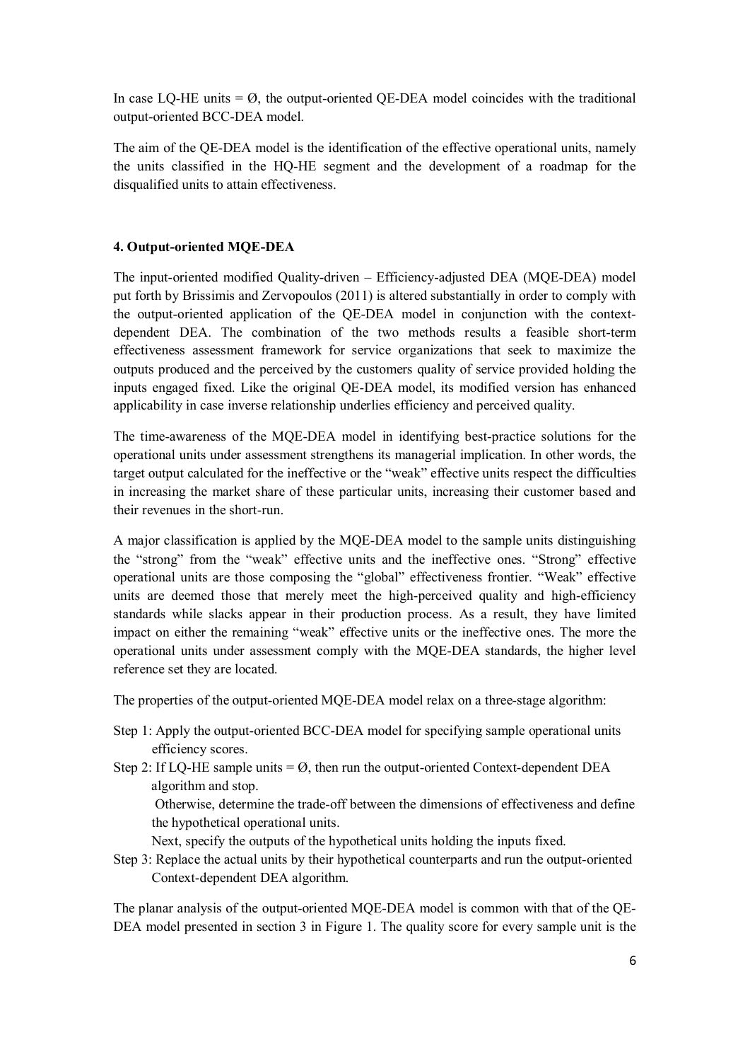In case LQ-HE units = Ø, the output-oriented QE-DEA model coincides with the traditional output-oriented BCC-DEA model.

The aim of the QE-DEA model is the identification of the effective operational units, namely the units classified in the HQ-HE segment and the development of a roadmap for the disqualified units to attain effectiveness.

## 4. Output-oriented MQE-DEA

The input-oriented modified Quality-driven – Efficiency-adjusted DEA (MQE-DEA) model put forth by Brissimis and Zervopoulos (2011) is altered substantially in order to comply with the output-oriented application of the QE-DEA model in conjunction with the context-dependent DEA. The combination of the two methods results a feasible short-term effectiveness assessment framework for service organizations that seek to maximize the outputs produced and the perceived by the customers quality of service provided holding the inputs engaged fixed. Like the original QE-DEA model, its modified version has enhanced applicability in case inverse relationship underlies efficiency and perceived quality.

The time-awareness of the MQE-DEA model in identifying best-practice solutions for the operational units under assessment strengthens its managerial implication. In other words, the target output calculated for the ineffective or the "weak" effective units respect the difficulties in increasing the market share of these particular units, increasing their customer based and their revenues in the short-run.

A major classification is applied by the MQE-DEA model to the sample units distinguishing the "strong" from the "weak" effective units and the ineffective ones. "Strong" effective operational units are those composing the "global" effectiveness frontier. "Weak" effective units are deemed those that merely meet the high-perceived quality and high-efficiency standards while slacks appear in their production process. As a result, they have limited impact on either the remaining "weak" effective units or the ineffective ones. The more the operational units under assessment comply with the MQE-DEA standards, the higher level reference set they are located.

The properties of the output-oriented MQE-DEA model relax on a three-stage algorithm:

Step 1: Apply the output-oriented BCC-DEA model for specifying sample operational units efficiency scores.

Step 2: If LQ-HE sample units = Ø, then run the output-oriented Context-dependent DEA algorithm and stop.
Otherwise, determine the trade-off between the dimensions of effectiveness and define the hypothetical operational units.
Next, specify the outputs of the hypothetical units holding the inputs fixed.

Step 3: Replace the actual units by their hypothetical counterparts and run the output-oriented Context-dependent DEA algorithm.

The planar analysis of the output-oriented MQE-DEA model is common with that of the QE-DEA model presented in section 3 in Figure 1. The quality score for every sample unit is the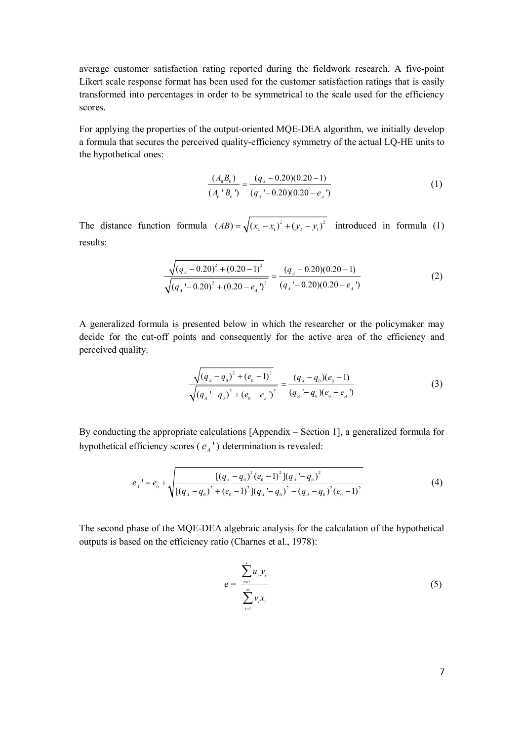average customer satisfaction rating reported during the fieldwork research. A five-point Likert scale response format has been used for the customer satisfaction ratings that is easily transformed into percentages in order to be symmetrical to the scale used for the efficiency scores.

For applying the properties of the output-oriented MQE-DEA algorithm, we initially develop a formula that secures the perceived quality-efficiency symmetry of the actual LQ-HE units to the hypothetical ones:

$$\frac{(A_0 B_0)}{(A_0 ' B_0 ')} = \frac{(q_A - 0.20)(0.20 - 1)}{(q_A ' - 0.20)(0.20 - e_A ')} \tag{1}$$

The distance function formula $(AB) = \sqrt{(x_2 - x_1)^2 + (y_2 - y_1)^2}$ introduced in formula (1) results:

$$\frac{\sqrt{(q_A - 0.20)^2 + (0.20 - 1)^2}}{\sqrt{(q_A ' - 0.20)^2 + (0.20 - e_A ')^2}} = \frac{(q_A - 0.20)(0.20 - 1)}{(q_A ' - 0.20)(0.20 - e_A ')} \tag{2}$$

A generalized formula is presented below in which the researcher or the policymaker may decide for the cut-off points and consequently for the active area of the efficiency and perceived quality.

$$\frac{\sqrt{(q_A - q_0)^2 + (e_0 - 1)^2}}{\sqrt{(q_A ' - q_0)^2 + (e_0 - e_A ')^2}} = \frac{(q_A - q_0)(e_0 - 1)}{(q_A ' - q_0)(e_0 - e_A ')} \tag{3}$$

By conducting the appropriate calculations [Appendix – Section 1], a generalized formula for hypothetical efficiency scores ($e_A '$) determination is revealed:

$$e_A ' = e_0 + \sqrt{\frac{[(q_A - q_0)^2 (e_0 - 1)^2](q_A ' - q_0)^2}{[(q_A - q_0)^2 + (e_0 - 1)^2](q_A ' - q_0)^2 - (q_A - q_0)^2 (e_0 - 1)^2}} \tag{4}$$

The second phase of the MQE-DEA algebraic analysis for the calculation of the hypothetical outputs is based on the efficiency ratio (Charnes et al., 1978):

$$\mathrm{e} = \frac{\sum_{r=1}^{s} u_r y_r}{\sum_{i=1}^{m} v_i x_i} \tag{5}$$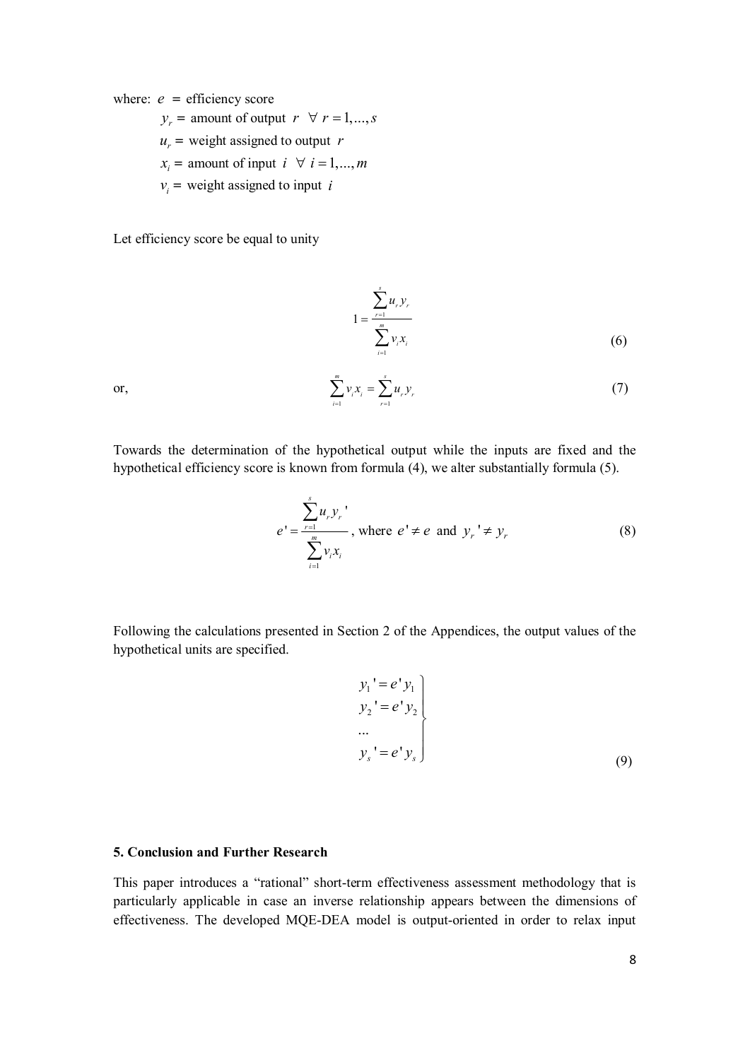where: $e$ = efficiency score

$y_r$ = amount of output $r$ $\forall\ r = 1,...,s$

$u_r$ = weight assigned to output $r$

$x_i$ = amount of input $i$ $\forall\ i = 1,...,m$

$v_i$ = weight assigned to input $i$

Let efficiency score be equal to unity

$$1 = \frac{\sum_{r=1}^{s} u_r y_r}{\sum_{i=1}^{m} v_i x_i} \tag{6}$$

or,

$$\sum_{i=1}^{m} v_i x_i = \sum_{r=1}^{s} u_r y_r \tag{7}$$

Towards the determination of the hypothetical output while the inputs are fixed and the hypothetical efficiency score is known from formula (4), we alter substantially formula (5).

$$e' = \frac{\sum_{r=1}^{s} u_r y_r'}{\sum_{i=1}^{m} v_i x_i}, \text{ where } e' \neq e \text{ and } y_r' \neq y_r \tag{8}$$

Following the calculations presented in Section 2 of the Appendices, the output values of the hypothetical units are specified.

$$\left.\begin{array}{l} y_1' = e' y_1 \\ y_2' = e' y_2 \\ \ldots \\ y_s' = e' y_s \end{array}\right\} \tag{9}$$

## 5. Conclusion and Further Research

This paper introduces a "rational" short-term effectiveness assessment methodology that is particularly applicable in case an inverse relationship appears between the dimensions of effectiveness. The developed MQE-DEA model is output-oriented in order to relax input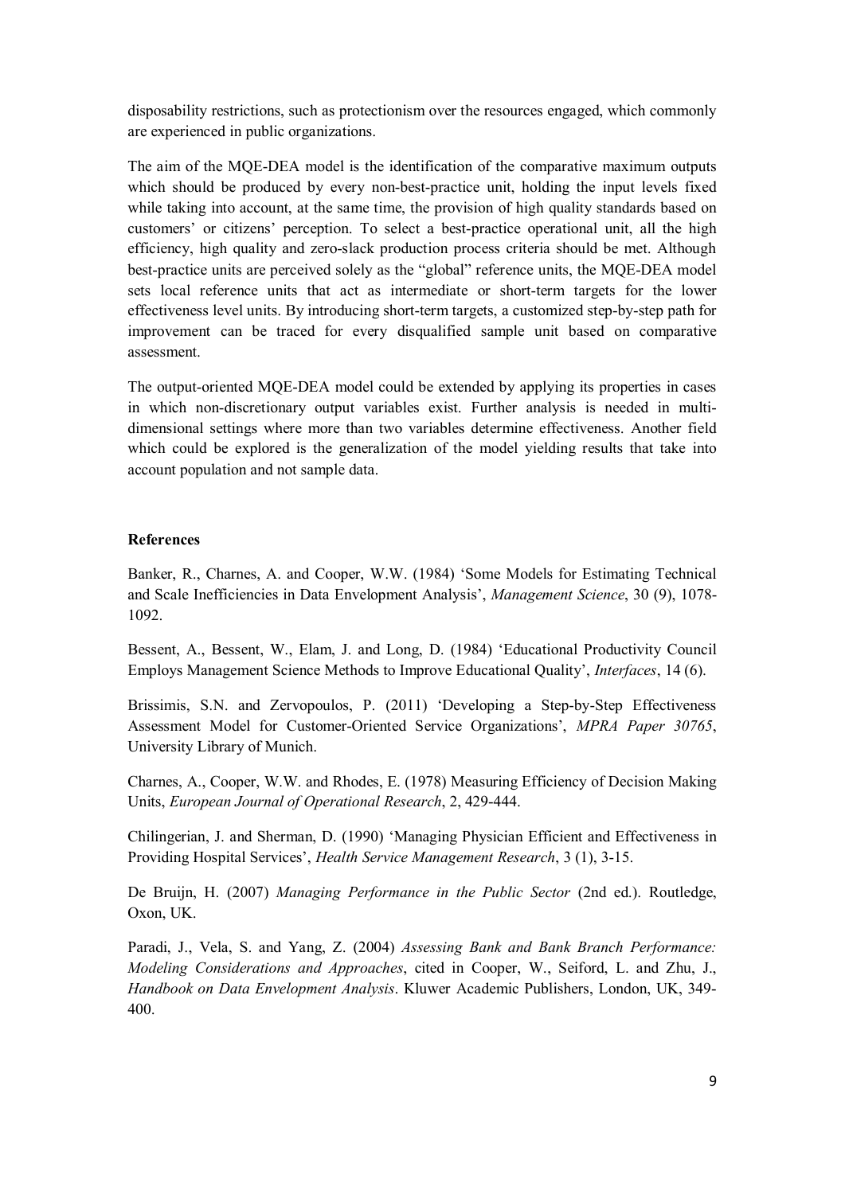disposability restrictions, such as protectionism over the resources engaged, which commonly are experienced in public organizations.

The aim of the MQE-DEA model is the identification of the comparative maximum outputs which should be produced by every non-best-practice unit, holding the input levels fixed while taking into account, at the same time, the provision of high quality standards based on customers' or citizens' perception. To select a best-practice operational unit, all the high efficiency, high quality and zero-slack production process criteria should be met. Although best-practice units are perceived solely as the "global" reference units, the MQE-DEA model sets local reference units that act as intermediate or short-term targets for the lower effectiveness level units. By introducing short-term targets, a customized step-by-step path for improvement can be traced for every disqualified sample unit based on comparative assessment.

The output-oriented MQE-DEA model could be extended by applying its properties in cases in which non-discretionary output variables exist. Further analysis is needed in multi-dimensional settings where more than two variables determine effectiveness. Another field which could be explored is the generalization of the model yielding results that take into account population and not sample data.

## References

Banker, R., Charnes, A. and Cooper, W.W. (1984) 'Some Models for Estimating Technical and Scale Inefficiencies in Data Envelopment Analysis', *Management Science*, 30 (9), 1078-1092.

Bessent, A., Bessent, W., Elam, J. and Long, D. (1984) 'Educational Productivity Council Employs Management Science Methods to Improve Educational Quality', *Interfaces*, 14 (6).

Brissimis, S.N. and Zervopoulos, P. (2011) 'Developing a Step-by-Step Effectiveness Assessment Model for Customer-Oriented Service Organizations', *MPRA Paper 30765*, University Library of Munich.

Charnes, A., Cooper, W.W. and Rhodes, E. (1978) Measuring Efficiency of Decision Making Units, *European Journal of Operational Research*, 2, 429-444.

Chilingerian, J. and Sherman, D. (1990) 'Managing Physician Efficient and Effectiveness in Providing Hospital Services', *Health Service Management Research*, 3 (1), 3-15.

De Bruijn, H. (2007) *Managing Performance in the Public Sector* (2nd ed.). Routledge, Oxon, UK.

Paradi, J., Vela, S. and Yang, Z. (2004) *Assessing Bank and Bank Branch Performance: Modeling Considerations and Approaches*, cited in Cooper, W., Seiford, L. and Zhu, J., *Handbook on Data Envelopment Analysis*. Kluwer Academic Publishers, London, UK, 349-400.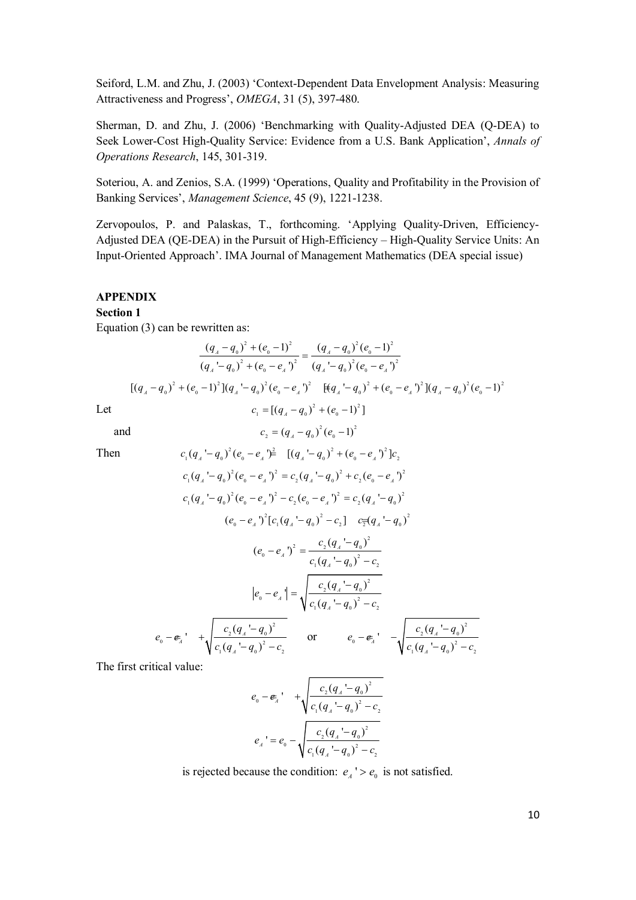Seiford, L.M. and Zhu, J. (2003) 'Context-Dependent Data Envelopment Analysis: Measuring Attractiveness and Progress', *OMEGA*, 31 (5), 397-480.

Sherman, D. and Zhu, J. (2006) 'Benchmarking with Quality-Adjusted DEA (Q-DEA) to Seek Lower-Cost High-Quality Service: Evidence from a U.S. Bank Application', *Annals of Operations Research*, 145, 301-319.

Soteriou, A. and Zenios, S.A. (1999) 'Operations, Quality and Profitability in the Provision of Banking Services', *Management Science*, 45 (9), 1221-1238.

Zervopoulos, P. and Palaskas, T., forthcoming. 'Applying Quality-Driven, Efficiency-Adjusted DEA (QE-DEA) in the Pursuit of High-Efficiency – High-Quality Service Units: An Input-Oriented Approach'. IMA Journal of Management Mathematics (DEA special issue)

## APPENDIX

### Section 1

Equation (3) can be rewritten as:

$$\frac{(q_A - q_0)^2 + (e_0 - 1)^2}{(q_A ' - q_0)^2 + (e_0 - e_A ')^2} = \frac{(q_A - q_0)^2 (e_0 - 1)^2}{(q_A ' - q_0)^2 (e_0 - e_A ')^2}$$

$$[(q_A - q_0)^2 + (e_0 - 1)^2](q_A ' - q_0)^2 (e_0 - e_A ')^2 = [(q_A ' - q_0)^2 + (e_0 - e_A ')^2](q_A - q_0)^2 (e_0 - 1)^2$$

Let
$$c_1 = [(q_A - q_0)^2 + (e_0 - 1)^2]$$

and
$$c_2 = (q_A - q_0)^2 (e_0 - 1)^2$$

Then
$$c_1 (q_A ' - q_0)^2 (e_0 - e_A ')^2 = [(q_A ' - q_0)^2 + (e_0 - e_A ')^2] c_2$$

$$c_1 (q_A ' - q_0)^2 (e_0 - e_A ')^2 = c_2 (q_A ' - q_0)^2 + c_2 (e_0 - e_A ')^2$$

$$c_1 (q_A ' - q_0)^2 (e_0 - e_A ')^2 - c_2 (e_0 - e_A ')^2 = c_2 (q_A ' - q_0)^2$$

$$(e_0 - e_A ')^2 [c_1 (q_A ' - q_0)^2 - c_2] = c_2 (q_A ' - q_0)^2$$

$$(e_0 - e_A ')^2 = \frac{c_2 (q_A ' - q_0)^2}{c_1 (q_A ' - q_0)^2 - c_2}$$

$$|e_0 - e_A '| = \sqrt{\frac{c_2 (q_A ' - q_0)^2}{c_1 (q_A ' - q_0)^2 - c_2}}$$

$$e_0 - e_A ' = +\sqrt{\frac{c_2 (q_A ' - q_0)^2}{c_1 (q_A ' - q_0)^2 - c_2}} \quad \text{or} \quad e_0 - e_A ' = -\sqrt{\frac{c_2 (q_A ' - q_0)^2}{c_1 (q_A ' - q_0)^2 - c_2}}$$

The first critical value:

$$e_0 - e_A ' = +\sqrt{\frac{c_2 (q_A ' - q_0)^2}{c_1 (q_A ' - q_0)^2 - c_2}}$$

$$e_A ' = e_0 - \sqrt{\frac{c_2 (q_A ' - q_0)^2}{c_1 (q_A ' - q_0)^2 - c_2}}$$

is rejected because the condition: $e_A ' > e_0$ is not satisfied.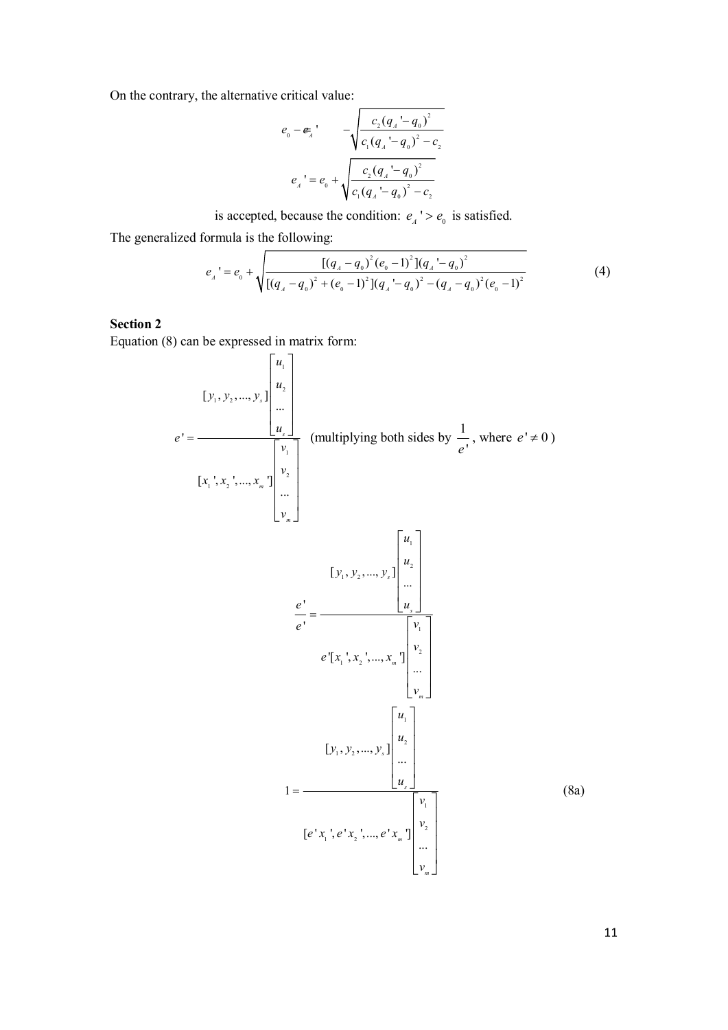On the contrary, the alternative critical value:

$$e_0 - e_A' = -\sqrt{\frac{c_2 (q_A' - q_0)^2}{c_1 (q_A' - q_0)^2 - c_2}}$$

$$e_A' = e_0 + \sqrt{\frac{c_2 (q_A' - q_0)^2}{c_1 (q_A' - q_0)^2 - c_2}}$$

is accepted, because the condition: $e_A' > e_0$ is satisfied.

The generalized formula is the following:

$$e_A' = e_0 + \sqrt{\frac{[(q_A - q_0)^2 (e_0 - 1)^2](q_A' - q_0)^2}{[(q_A - q_0)^2 + (e_0 - 1)^2](q_A' - q_0)^2 - (q_A - q_0)^2 (e_0 - 1)^2}} \tag{4}$$

**Section 2**

Equation (8) can be expressed in matrix form:

$$e' = \frac{[y_1, y_2, ..., y_s]\begin{bmatrix} u_1 \\ u_2 \\ ... \\ u_s \end{bmatrix}}{[x_1', x_2', ..., x_m']\begin{bmatrix} v_1 \\ v_2 \\ ... \\ v_m \end{bmatrix}}$$ (multiplying both sides by $\frac{1}{e'}$, where $e' \neq 0$)

$$\frac{e'}{e'} = \frac{[y_1, y_2, ..., y_s]\begin{bmatrix} u_1 \\ u_2 \\ ... \\ u_s \end{bmatrix}}{e'[x_1', x_2', ..., x_m']\begin{bmatrix} v_1 \\ v_2 \\ ... \\ v_m \end{bmatrix}}$$

$$1 = \frac{[y_1, y_2, ..., y_s]\begin{bmatrix} u_1 \\ u_2 \\ ... \\ u_s \end{bmatrix}}{[e'x_1', e'x_2', ..., e'x_m']\begin{bmatrix} v_1 \\ v_2 \\ ... \\ v_m \end{bmatrix}} \tag{8a}$$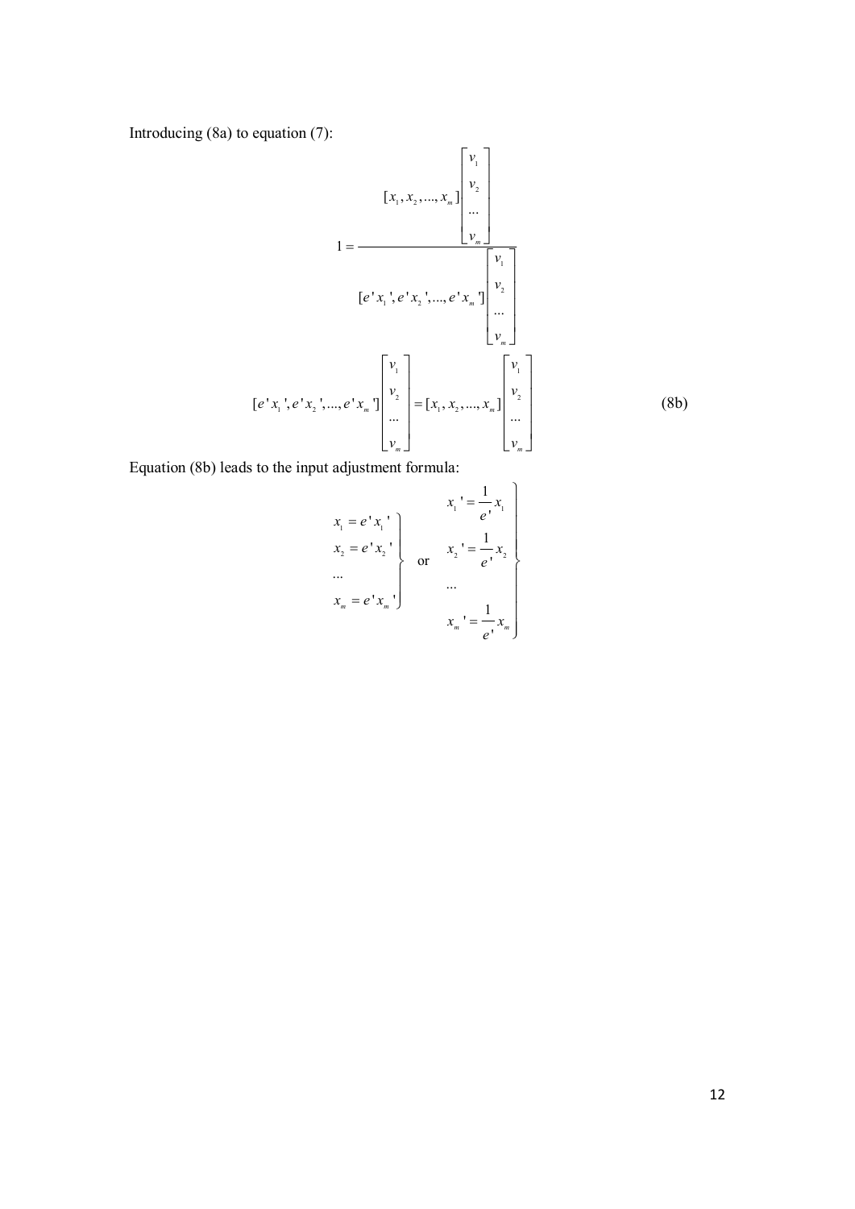Introducing (8a) to equation (7):

$$1 = \frac{[x_1, x_2, ..., x_m]\begin{bmatrix} v_1 \\ v_2 \\ ... \\ v_m \end{bmatrix}}{[e'x_1', e'x_2', ..., e'x_m']\begin{bmatrix} v_1 \\ v_2 \\ ... \\ v_m \end{bmatrix}}$$

$$[e'x_1', e'x_2', ..., e'x_m']\begin{bmatrix} v_1 \\ v_2 \\ ... \\ v_m \end{bmatrix} = [x_1, x_2, ..., x_m]\begin{bmatrix} v_1 \\ v_2 \\ ... \\ v_m \end{bmatrix} \tag{8b}$$

Equation (8b) leads to the input adjustment formula:

$$\left.\begin{array}{l} x_1 = e'x_1' \\ x_2 = e'x_2' \\ ... \\ x_m = e'x_m' \end{array}\right\} \quad \text{or} \quad \left.\begin{array}{l} x_1' = \dfrac{1}{e'}x_1 \\ x_2' = \dfrac{1}{e'}x_2 \\ ... \\ x_m' = \dfrac{1}{e'}x_m \end{array}\right\}$$